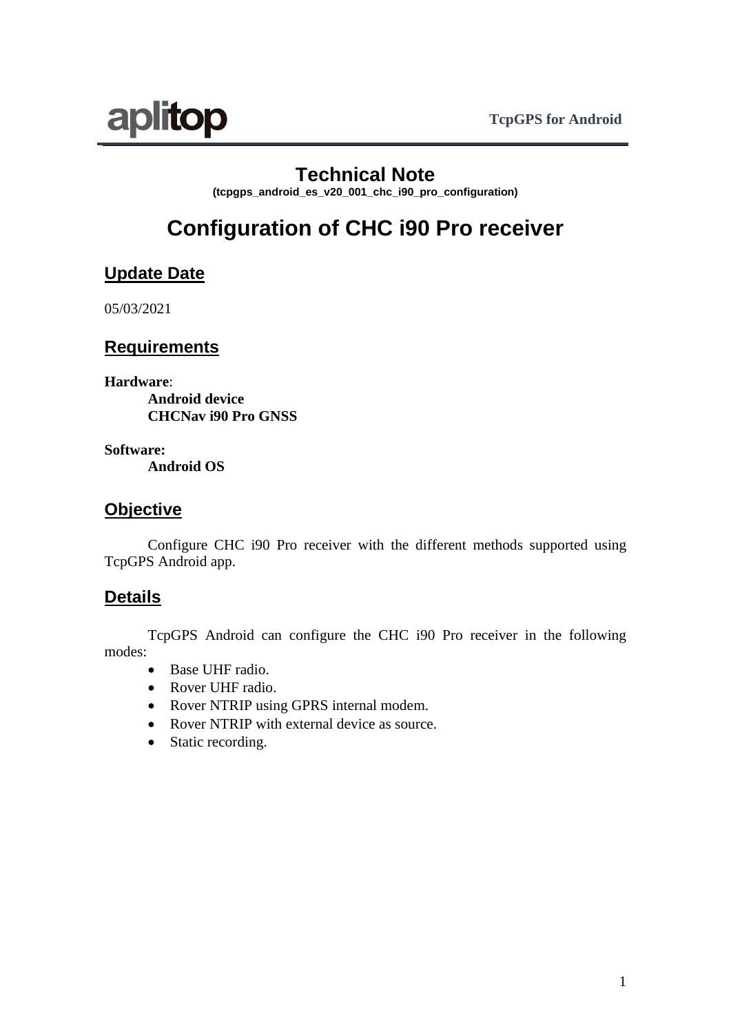# Technical Note

**(tcpgps_android_es_v20_001_chc_i90_pro_configuration)**

# Configuration of CHC i90 Pro receiver

## Update Date

05/03/2021

## Requirements

**Hardware**:

**Android device**
**CHCNav i90 Pro GNSS**

**Software:**

**Android OS**

## Objective

Configure CHC i90 Pro receiver with the different methods supported using TcpGPS Android app.

## Details

TcpGPS Android can configure the CHC i90 Pro receiver in the following modes:

- Base UHF radio.
- Rover UHF radio.
- Rover NTRIP using GPRS internal modem.
- Rover NTRIP with external device as source.
- Static recording.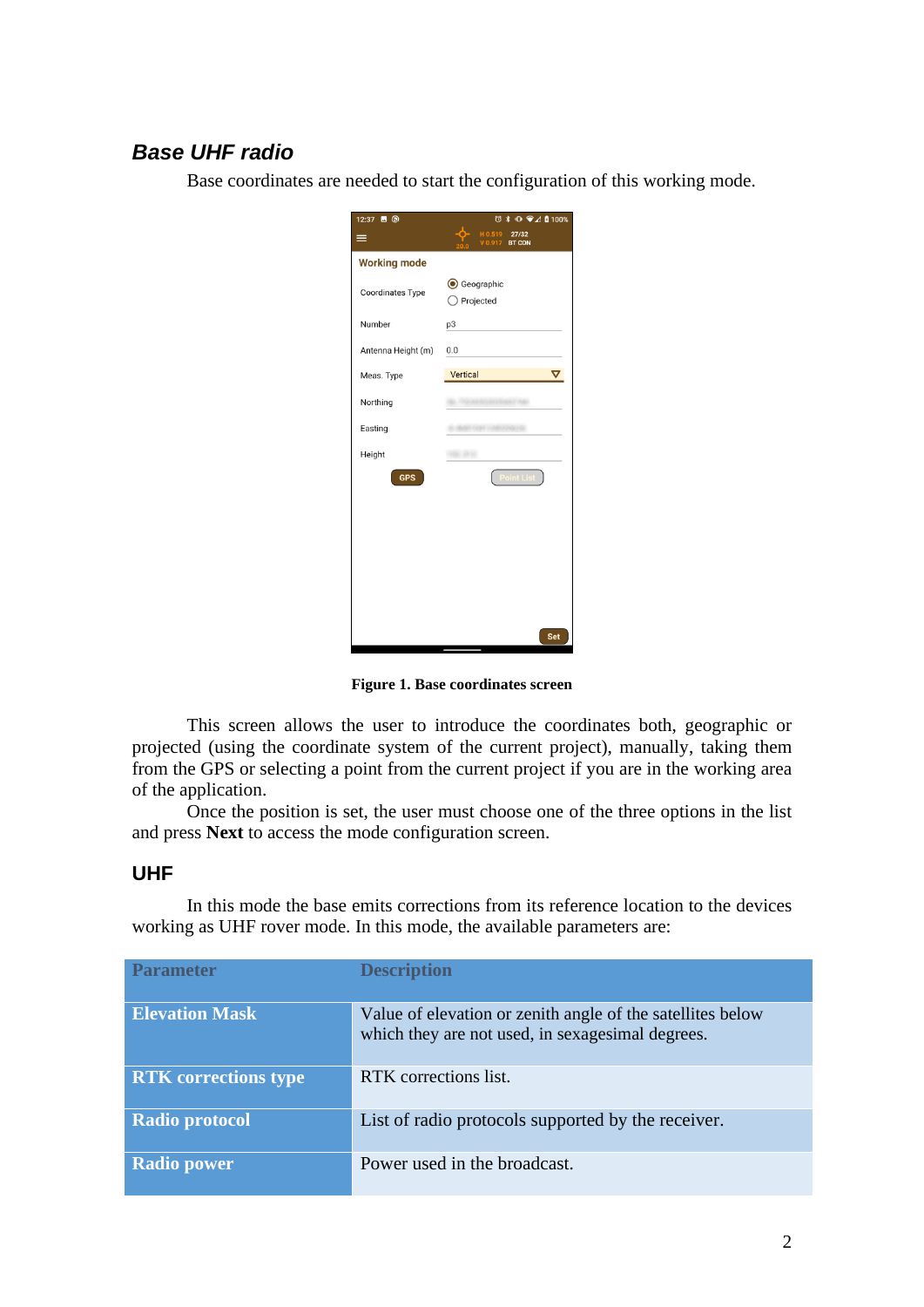## *Base UHF radio*

Base coordinates are needed to start the configuration of this working mode.

**Figure 1. Base coordinates screen**

This screen allows the user to introduce the coordinates both, geographic or projected (using the coordinate system of the current project), manually, taking them from the GPS or selecting a point from the current project if you are in the working area of the application.

Once the position is set, the user must choose one of the three options in the list and press **Next** to access the mode configuration screen.

### UHF

In this mode the base emits corrections from its reference location to the devices working as UHF rover mode. In this mode, the available parameters are:

| Parameter | Description |
| --- | --- |
| **Elevation Mask** | Value of elevation or zenith angle of the satellites below which they are not used, in sexagesimal degrees. |
| **RTK corrections type** | RTK corrections list. |
| **Radio protocol** | List of radio protocols supported by the receiver. |
| **Radio power** | Power used in the broadcast. |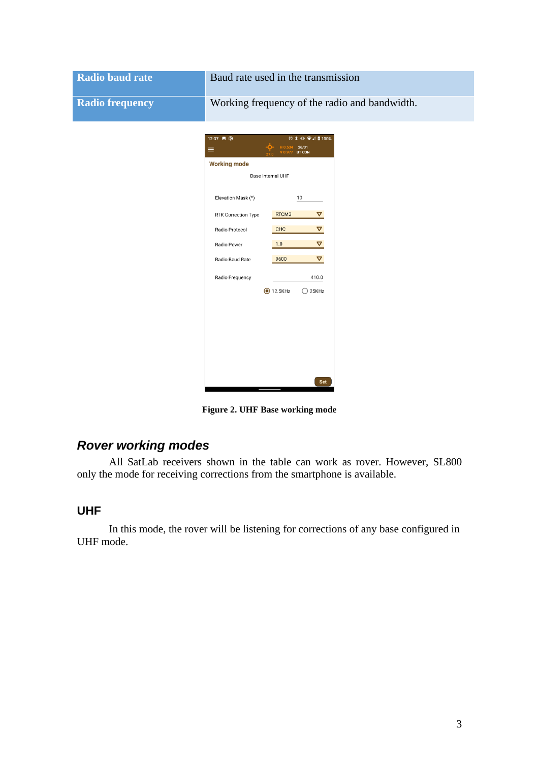| Radio baud rate | Baud rate used in the transmission |
|---|---|
| Radio frequency | Working frequency of the radio and bandwidth. |

**Figure 2. UHF Base working mode**

## *Rover working modes*

All SatLab receivers shown in the table can work as rover. However, SL800 only the mode for receiving corrections from the smartphone is available.

### UHF

In this mode, the rover will be listening for corrections of any base configured in UHF mode.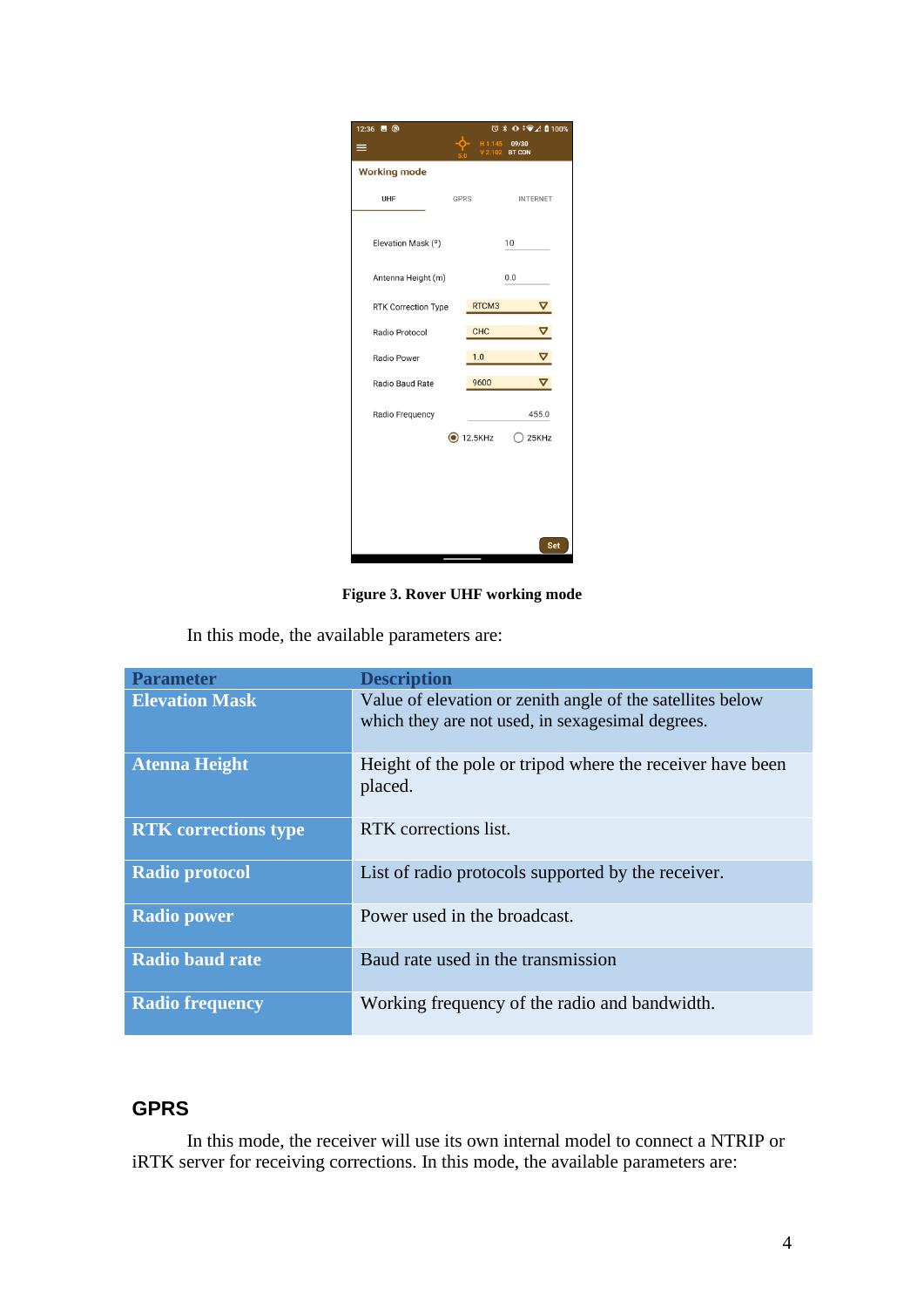**Figure 3. Rover UHF working mode**

In this mode, the available parameters are:

| Parameter | Description |
|---|---|
| **Elevation Mask** | Value of elevation or zenith angle of the satellites below which they are not used, in sexagesimal degrees. |
| **Atenna Height** | Height of the pole or tripod where the receiver have been placed. |
| **RTK corrections type** | RTK corrections list. |
| **Radio protocol** | List of radio protocols supported by the receiver. |
| **Radio power** | Power used in the broadcast. |
| **Radio baud rate** | Baud rate used in the transmission |
| **Radio frequency** | Working frequency of the radio and bandwidth. |

## GPRS

In this mode, the receiver will use its own internal model to connect a NTRIP or iRTK server for receiving corrections. In this mode, the available parameters are: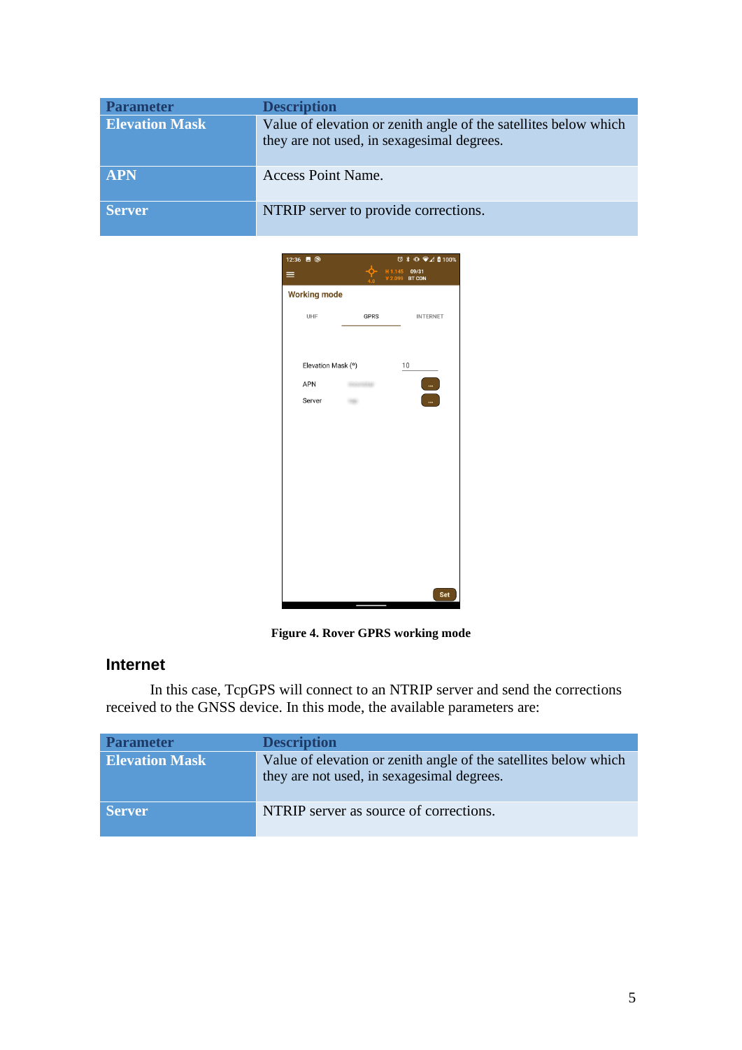| Parameter | Description |
| --- | --- |
| **Elevation Mask** | Value of elevation or zenith angle of the satellites below which they are not used, in sexagesimal degrees. |
| **APN** | Access Point Name. |
| **Server** | NTRIP server to provide corrections. |

**Figure 4. Rover GPRS working mode**

## Internet

In this case, TcpGPS will connect to an NTRIP server and send the corrections received to the GNSS device. In this mode, the available parameters are:

| Parameter | Description |
| --- | --- |
| **Elevation Mask** | Value of elevation or zenith angle of the satellites below which they are not used, in sexagesimal degrees. |
| **Server** | NTRIP server as source of corrections. |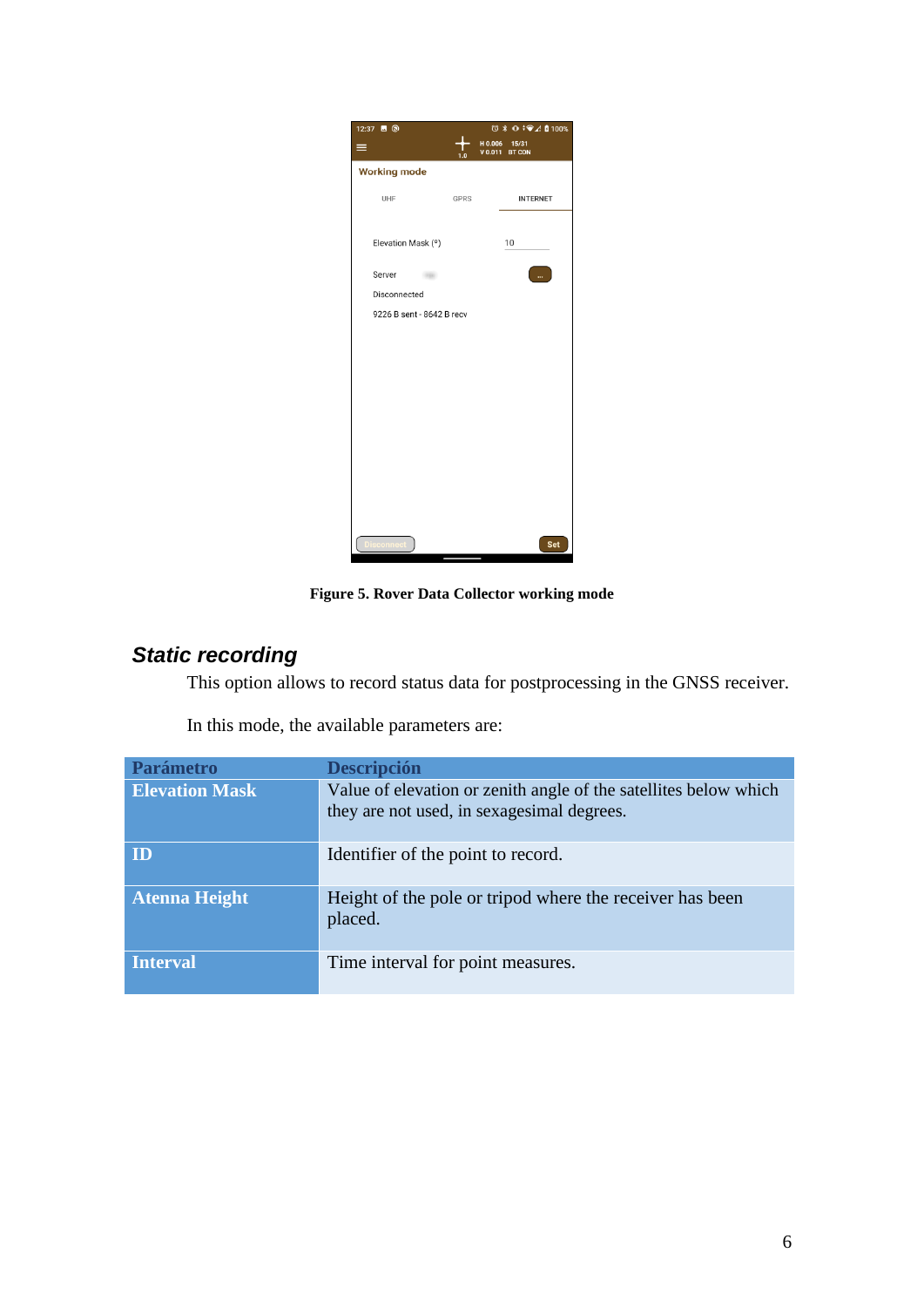Figure 5. Rover Data Collector working mode

## Static recording

This option allows to record status data for postprocessing in the GNSS receiver.

In this mode, the available parameters are:

| Parámetro | Descripción |
| --- | --- |
| **Elevation Mask** | Value of elevation or zenith angle of the satellites below which they are not used, in sexagesimal degrees. |
| **ID** | Identifier of the point to record. |
| **Atenna Height** | Height of the pole or tripod where the receiver has been placed. |
| **Interval** | Time interval for point measures. |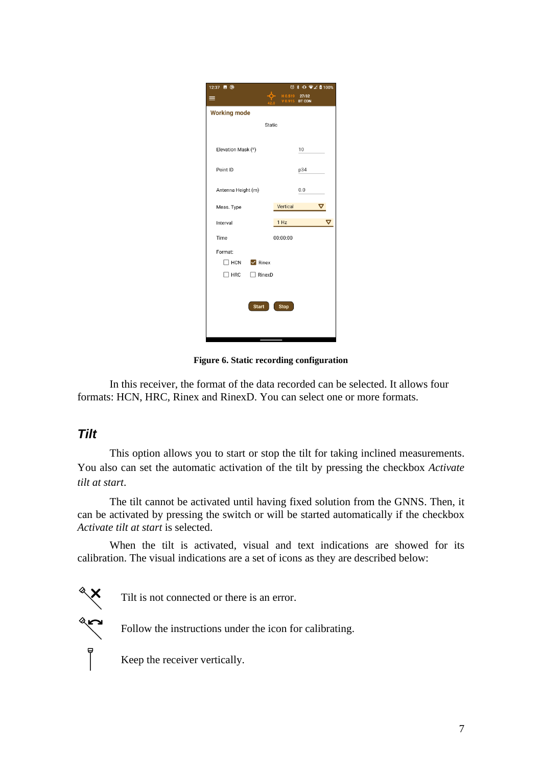**Figure 6. Static recording configuration**

In this receiver, the format of the data recorded can be selected. It allows four formats: HCN, HRC, Rinex and RinexD. You can select one or more formats.

## *Tilt*

This option allows you to start or stop the tilt for taking inclined measurements. You also can set the automatic activation of the tilt by pressing the checkbox *Activate tilt at start*.

The tilt cannot be activated until having fixed solution from the GNNS. Then, it can be activated by pressing the switch or will be started automatically if the checkbox *Activate tilt at start* is selected.

When the tilt is activated, visual and text indications are showed for its calibration. The visual indications are a set of icons as they are described below:

Tilt is not connected or there is an error.

Follow the instructions under the icon for calibrating.

Keep the receiver vertically.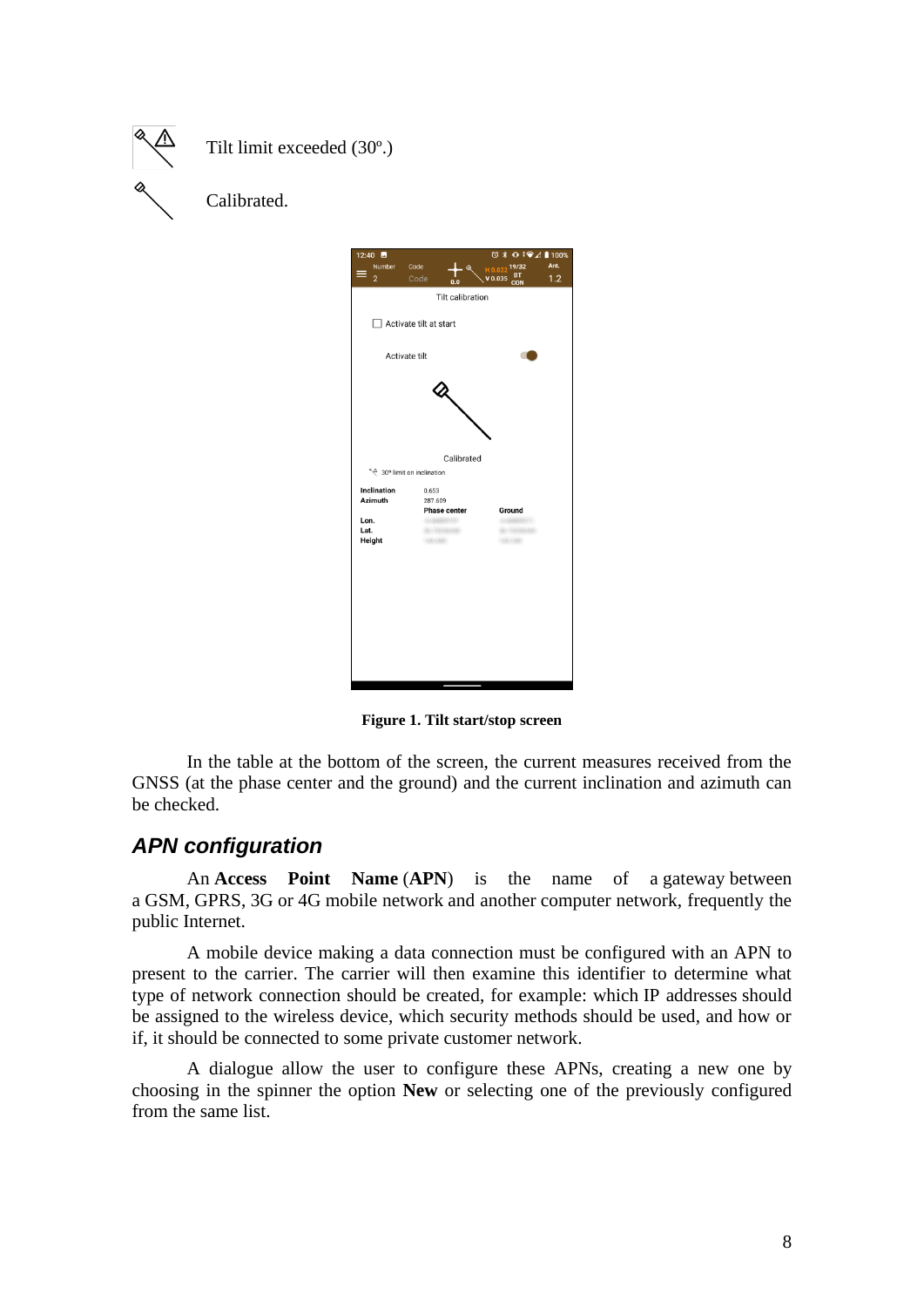Tilt limit exceeded (30º.)

Calibrated.

**Figure 1. Tilt start/stop screen**

In the table at the bottom of the screen, the current measures received from the GNSS (at the phase center and the ground) and the current inclination and azimuth can be checked.

## *APN configuration*

An **Access Point Name** (**APN**) is the name of a gateway between a GSM, GPRS, 3G or 4G mobile network and another computer network, frequently the public Internet.

A mobile device making a data connection must be configured with an APN to present to the carrier. The carrier will then examine this identifier to determine what type of network connection should be created, for example: which IP addresses should be assigned to the wireless device, which security methods should be used, and how or if, it should be connected to some private customer network.

A dialogue allow the user to configure these APNs, creating a new one by choosing in the spinner the option **New** or selecting one of the previously configured from the same list.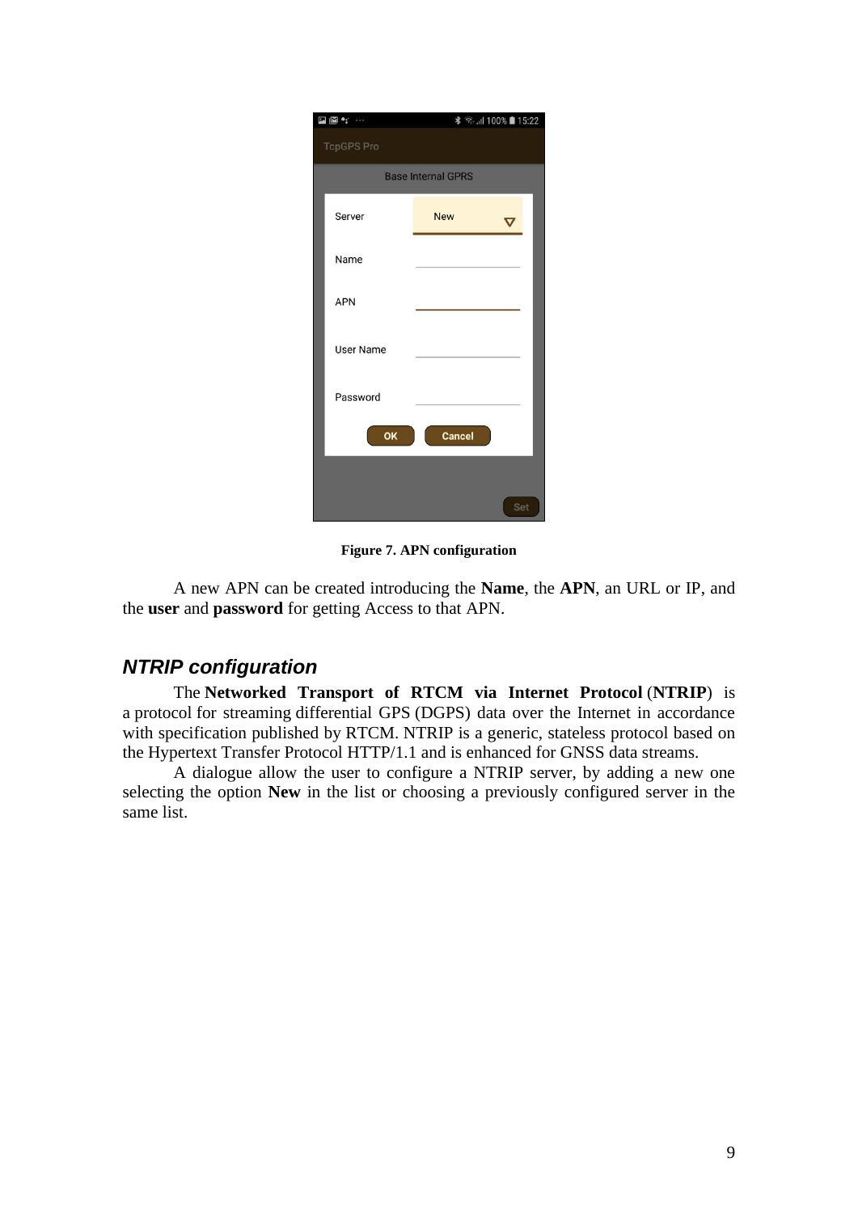**Figure 7. APN configuration**

A new APN can be created introducing the **Name**, the **APN**, an URL or IP, and the **user** and **password** for getting Access to that APN.

## *NTRIP configuration*

The **Networked Transport of RTCM via Internet Protocol** (**NTRIP**) is a protocol for streaming differential GPS (DGPS) data over the Internet in accordance with specification published by RTCM. NTRIP is a generic, stateless protocol based on the Hypertext Transfer Protocol HTTP/1.1 and is enhanced for GNSS data streams.

A dialogue allow the user to configure a NTRIP server, by adding a new one selecting the option **New** in the list or choosing a previously configured server in the same list.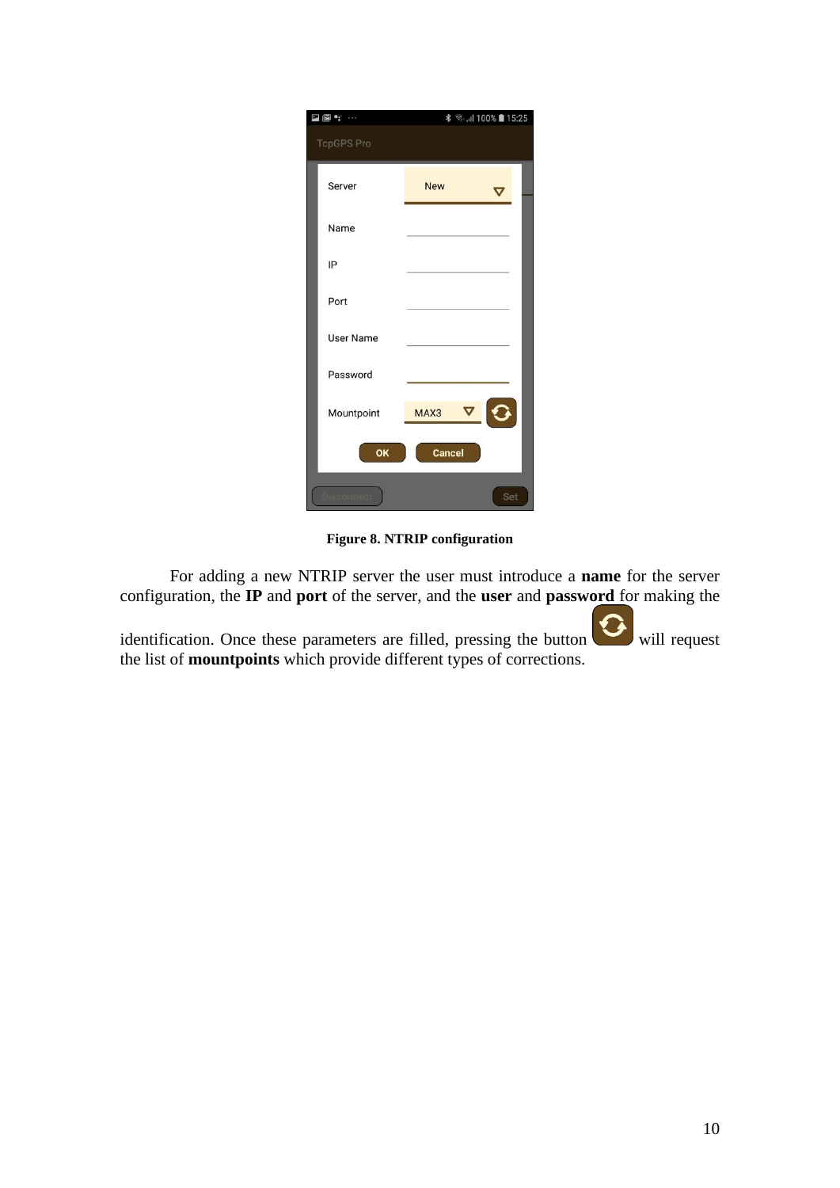**Figure 8. NTRIP configuration**

For adding a new NTRIP server the user must introduce a **name** for the server configuration, the **IP** and **port** of the server, and the **user** and **password** for making the identification. Once these parameters are filled, pressing the button will request the list of **mountpoints** which provide different types of corrections.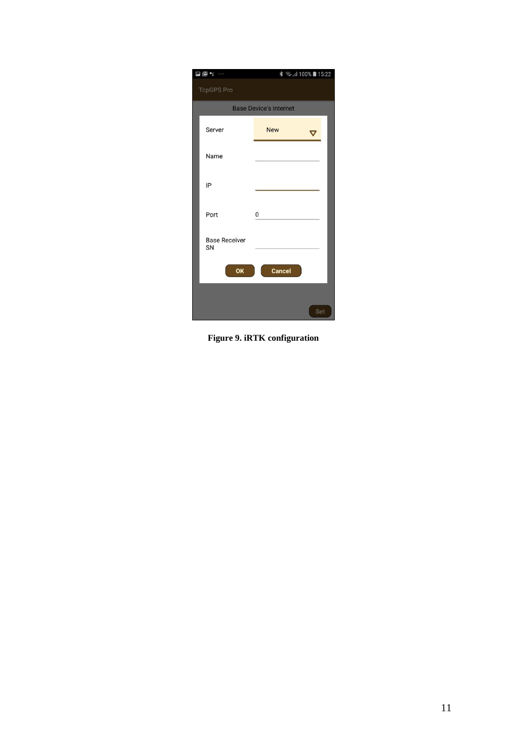TcpGPS Pro

Base Device's Internet

Server
New

Name

IP

Port
0

Base Receiver SN

OK
Cancel

Set

**Figure 9. iRTK configuration**